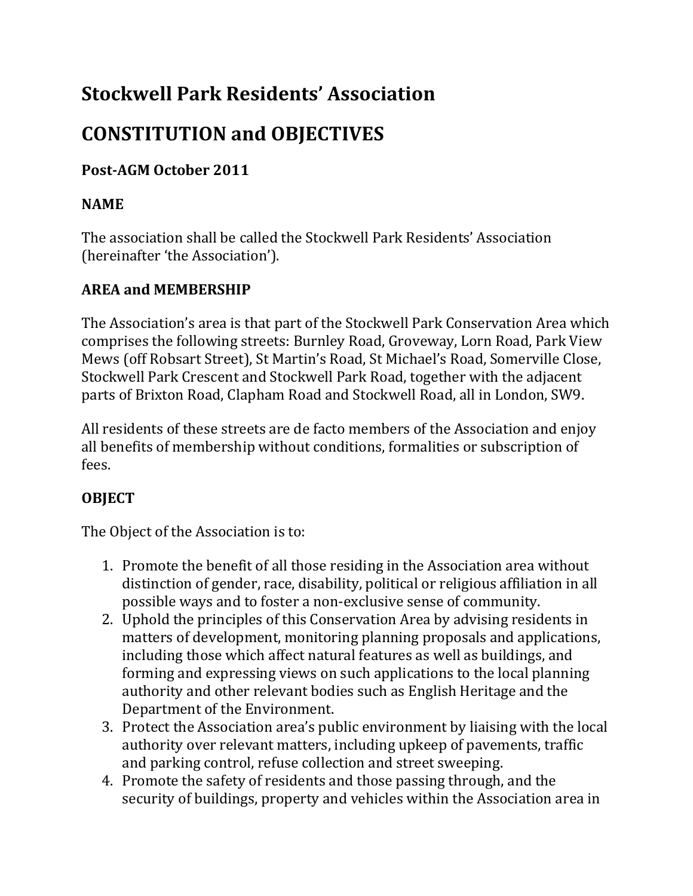# Stockwell Park Residents' Association

# CONSTITUTION and OBJECTIVES

### Post-AGM October 2011

### NAME

The association shall be called the Stockwell Park Residents' Association (hereinafter 'the Association').

### AREA and MEMBERSHIP

The Association's area is that part of the Stockwell Park Conservation Area which comprises the following streets: Burnley Road, Groveway, Lorn Road, Park View Mews (off Robsart Street), St Martin's Road, St Michael's Road, Somerville Close, Stockwell Park Crescent and Stockwell Park Road, together with the adjacent parts of Brixton Road, Clapham Road and Stockwell Road, all in London, SW9.

All residents of these streets are de facto members of the Association and enjoy all benefits of membership without conditions, formalities or subscription of fees.

### OBJECT

The Object of the Association is to:

1. Promote the benefit of all those residing in the Association area without distinction of gender, race, disability, political or religious affiliation in all possible ways and to foster a non-exclusive sense of community.
2. Uphold the principles of this Conservation Area by advising residents in matters of development, monitoring planning proposals and applications, including those which affect natural features as well as buildings, and forming and expressing views on such applications to the local planning authority and other relevant bodies such as English Heritage and the Department of the Environment.
3. Protect the Association area's public environment by liaising with the local authority over relevant matters, including upkeep of pavements, traffic and parking control, refuse collection and street sweeping.
4. Promote the safety of residents and those passing through, and the security of buildings, property and vehicles within the Association area in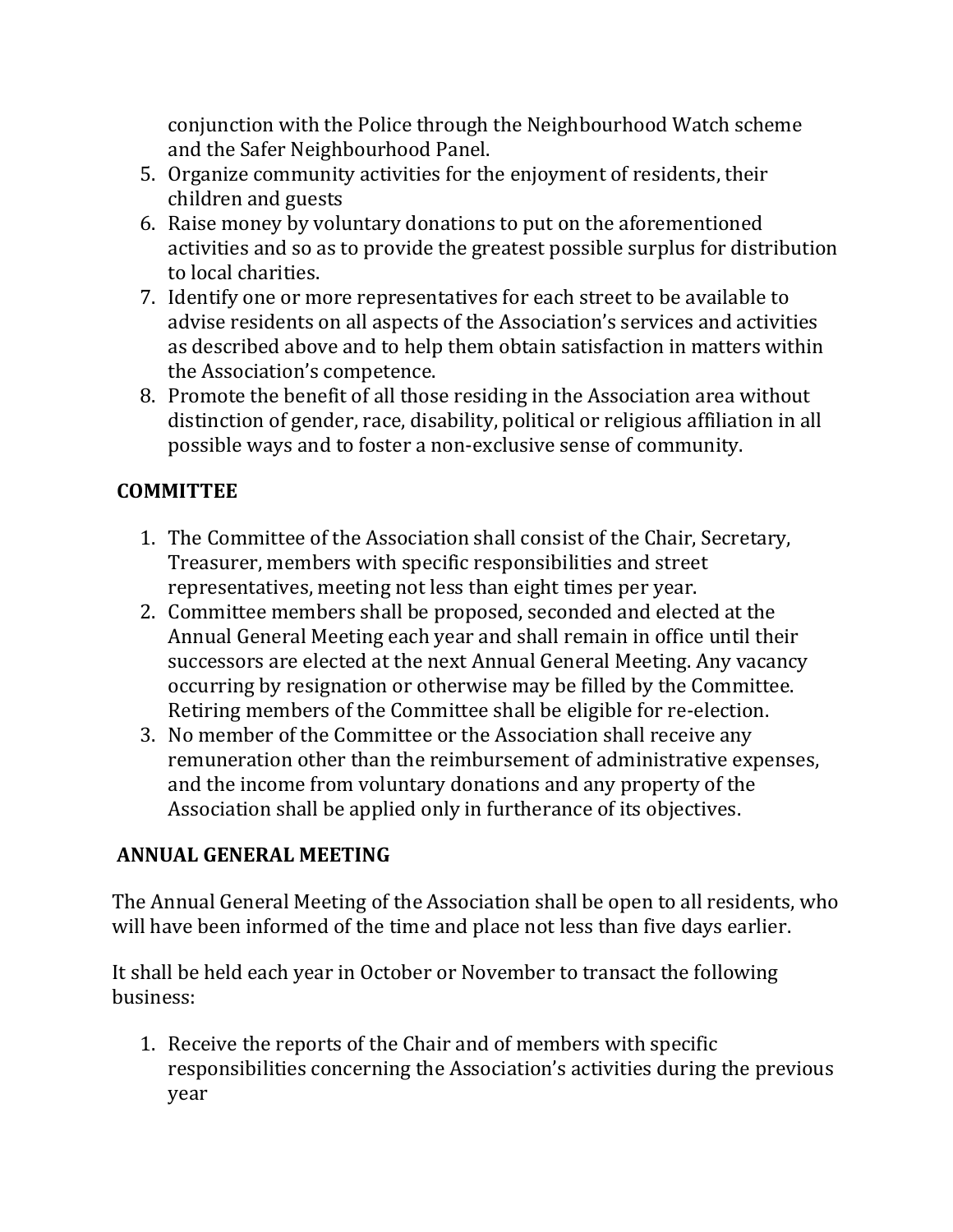conjunction with the Police through the Neighbourhood Watch scheme and the Safer Neighbourhood Panel.

5. Organize community activities for the enjoyment of residents, their children and guests
6. Raise money by voluntary donations to put on the aforementioned activities and so as to provide the greatest possible surplus for distribution to local charities.
7. Identify one or more representatives for each street to be available to advise residents on all aspects of the Association's services and activities as described above and to help them obtain satisfaction in matters within the Association's competence.
8. Promote the benefit of all those residing in the Association area without distinction of gender, race, disability, political or religious affiliation in all possible ways and to foster a non-exclusive sense of community.

## COMMITTEE

1. The Committee of the Association shall consist of the Chair, Secretary, Treasurer, members with specific responsibilities and street representatives, meeting not less than eight times per year.
2. Committee members shall be proposed, seconded and elected at the Annual General Meeting each year and shall remain in office until their successors are elected at the next Annual General Meeting. Any vacancy occurring by resignation or otherwise may be filled by the Committee. Retiring members of the Committee shall be eligible for re-election.
3. No member of the Committee or the Association shall receive any remuneration other than the reimbursement of administrative expenses, and the income from voluntary donations and any property of the Association shall be applied only in furtherance of its objectives.

## ANNUAL GENERAL MEETING

The Annual General Meeting of the Association shall be open to all residents, who will have been informed of the time and place not less than five days earlier.

It shall be held each year in October or November to transact the following business:

1. Receive the reports of the Chair and of members with specific responsibilities concerning the Association's activities during the previous year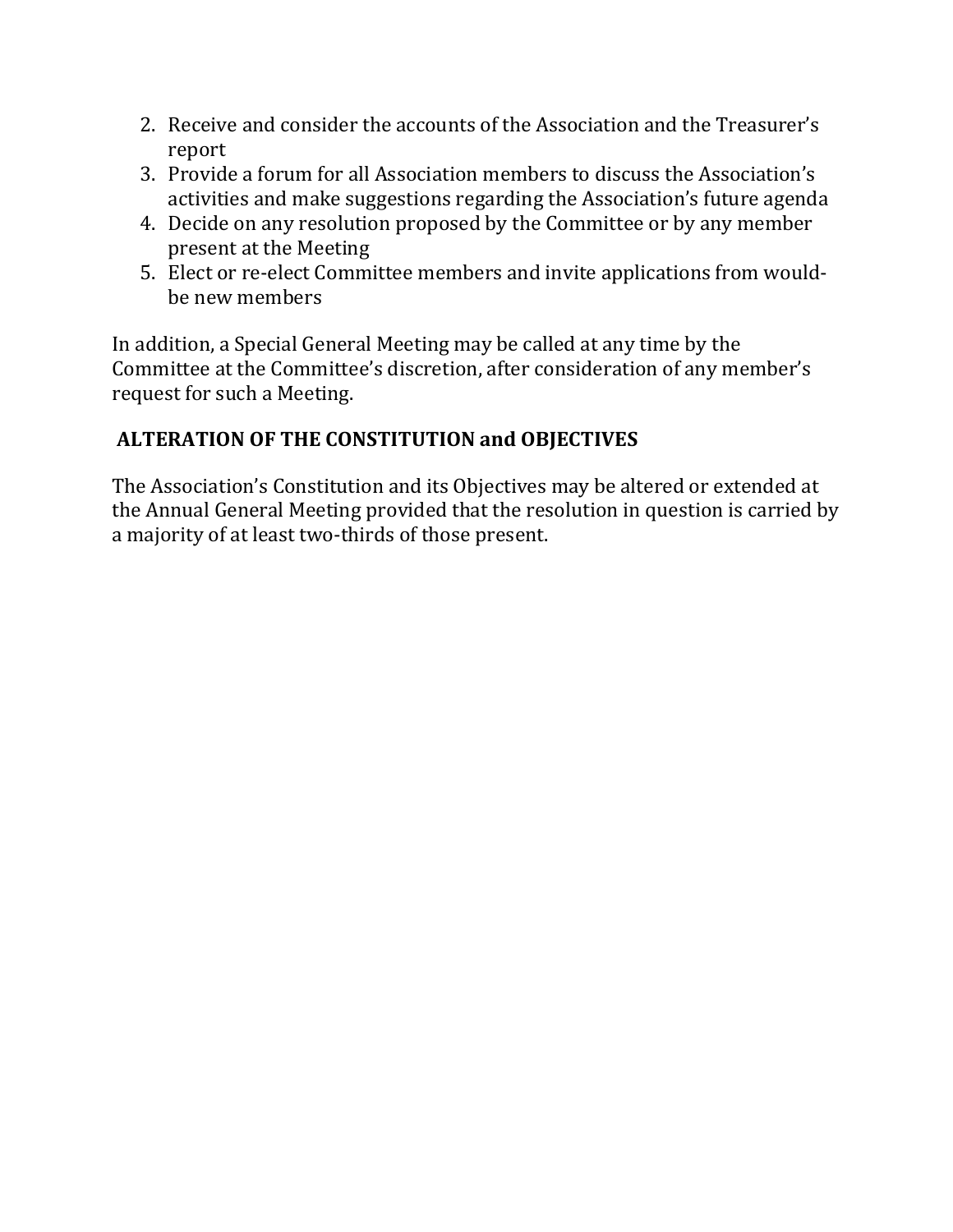2. Receive and consider the accounts of the Association and the Treasurer's report
3. Provide a forum for all Association members to discuss the Association's activities and make suggestions regarding the Association's future agenda
4. Decide on any resolution proposed by the Committee or by any member present at the Meeting
5. Elect or re-elect Committee members and invite applications from would-be new members

In addition, a Special General Meeting may be called at any time by the Committee at the Committee's discretion, after consideration of any member's request for such a Meeting.

## ALTERATION OF THE CONSTITUTION and OBJECTIVES

The Association's Constitution and its Objectives may be altered or extended at the Annual General Meeting provided that the resolution in question is carried by a majority of at least two-thirds of those present.